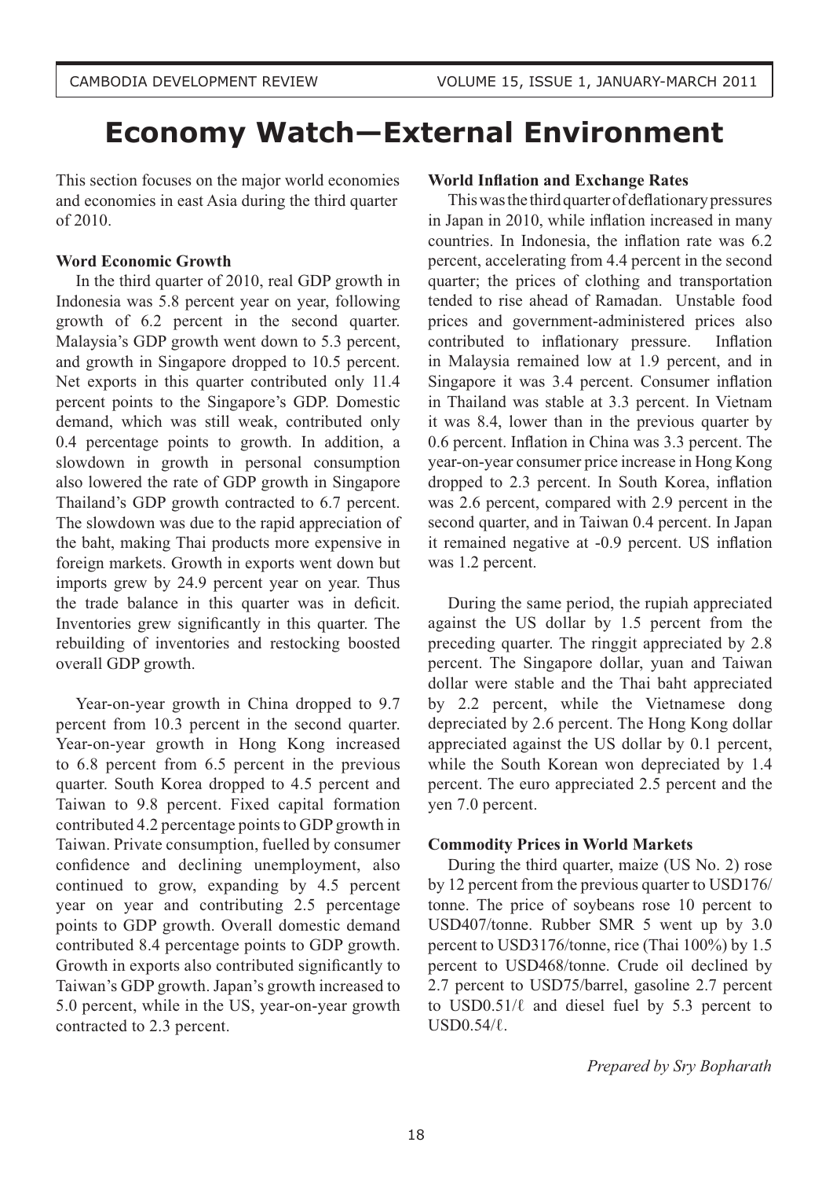# Economy Watch—External Environment

This section focuses on the major world economies and economies in east Asia during the third quarter of 2010.

**Word Economic Growth**

In the third quarter of 2010, real GDP growth in Indonesia was 5.8 percent year on year, following growth of 6.2 percent in the second quarter. Malaysia's GDP growth went down to 5.3 percent, and growth in Singapore dropped to 10.5 percent. Net exports in this quarter contributed only 11.4 percent points to the Singapore's GDP. Domestic demand, which was still weak, contributed only 0.4 percentage points to growth. In addition, a slowdown in growth in personal consumption also lowered the rate of GDP growth in Singapore Thailand's GDP growth contracted to 6.7 percent. The slowdown was due to the rapid appreciation of the baht, making Thai products more expensive in foreign markets. Growth in exports went down but imports grew by 24.9 percent year on year. Thus the trade balance in this quarter was in deficit. Inventories grew significantly in this quarter. The rebuilding of inventories and restocking boosted overall GDP growth.

Year-on-year growth in China dropped to 9.7 percent from 10.3 percent in the second quarter. Year-on-year growth in Hong Kong increased to 6.8 percent from 6.5 percent in the previous quarter. South Korea dropped to 4.5 percent and Taiwan to 9.8 percent. Fixed capital formation contributed 4.2 percentage points to GDP growth in Taiwan. Private consumption, fuelled by consumer confidence and declining unemployment, also continued to grow, expanding by 4.5 percent year on year and contributing 2.5 percentage points to GDP growth. Overall domestic demand contributed 8.4 percentage points to GDP growth. Growth in exports also contributed significantly to Taiwan's GDP growth. Japan's growth increased to 5.0 percent, while in the US, year-on-year growth contracted to 2.3 percent.

**World Inflation and Exchange Rates**

This was the third quarter of deflationary pressures in Japan in 2010, while inflation increased in many countries. In Indonesia, the inflation rate was 6.2 percent, accelerating from 4.4 percent in the second quarter; the prices of clothing and transportation tended to rise ahead of Ramadan. Unstable food prices and government-administered prices also contributed to inflationary pressure. Inflation in Malaysia remained low at 1.9 percent, and in Singapore it was 3.4 percent. Consumer inflation in Thailand was stable at 3.3 percent. In Vietnam it was 8.4, lower than in the previous quarter by 0.6 percent. Inflation in China was 3.3 percent. The year-on-year consumer price increase in Hong Kong dropped to 2.3 percent. In South Korea, inflation was 2.6 percent, compared with 2.9 percent in the second quarter, and in Taiwan 0.4 percent. In Japan it remained negative at -0.9 percent. US inflation was 1.2 percent.

During the same period, the rupiah appreciated against the US dollar by 1.5 percent from the preceding quarter. The ringgit appreciated by 2.8 percent. The Singapore dollar, yuan and Taiwan dollar were stable and the Thai baht appreciated by 2.2 percent, while the Vietnamese dong depreciated by 2.6 percent. The Hong Kong dollar appreciated against the US dollar by 0.1 percent, while the South Korean won depreciated by 1.4 percent. The euro appreciated 2.5 percent and the yen 7.0 percent.

**Commodity Prices in World Markets**

During the third quarter, maize (US No. 2) rose by 12 percent from the previous quarter to USD176/tonne. The price of soybeans rose 10 percent to USD407/tonne. Rubber SMR 5 went up by 3.0 percent to USD3176/tonne, rice (Thai 100%) by 1.5 percent to USD468/tonne. Crude oil declined by 2.7 percent to USD75/barrel, gasoline 2.7 percent to USD0.51/ℓ and diesel fuel by 5.3 percent to USD0.54/ℓ.

*Prepared by Sry Bopharath*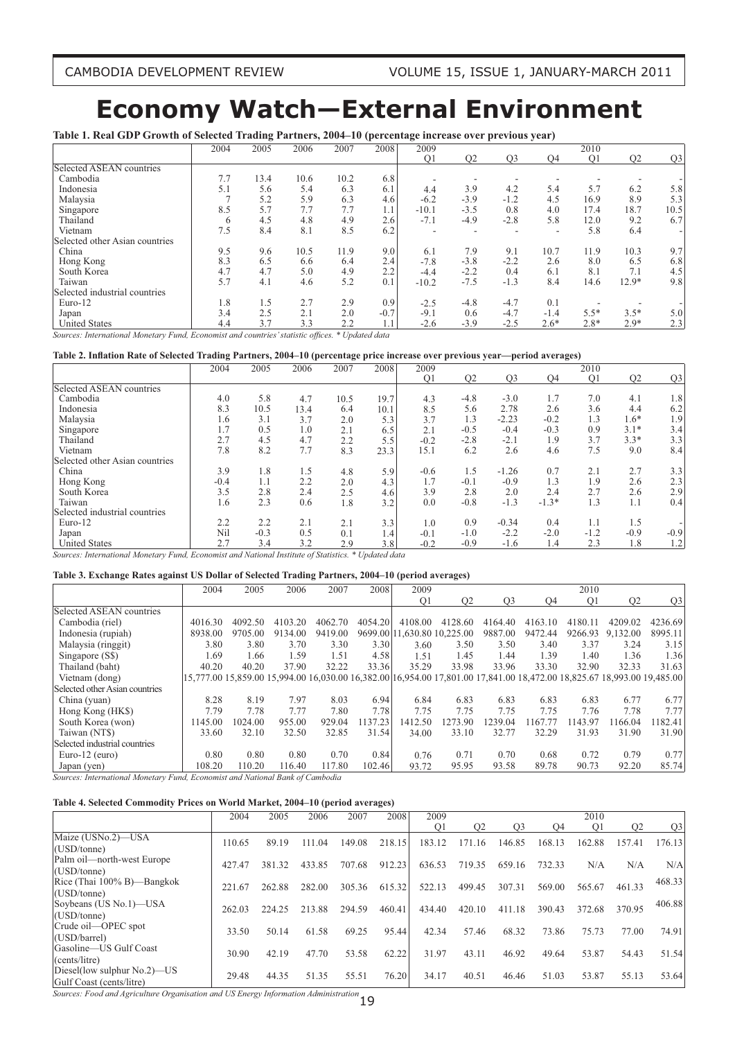# Economy Watch—External Environment

**Table 1. Real GDP Growth of Selected Trading Partners, 2004–10 (percentage increase over previous year)**

| | 2004 | 2005 | 2006 | 2007 | 2008 | 2009 | | | | 2010 | | |
|---|---|---|---|---|---|---|---|---|---|---|---|---|
| | | | | | | Q1 | Q2 | Q3 | Q4 | Q1 | Q2 | Q3 |
| Selected ASEAN countries | | | | | | | | | | | | |
| Cambodia | 7.7 | 13.4 | 10.6 | 10.2 | 6.8 | - | - | - | - | - | - | - |
| Indonesia | 5.1 | 5.6 | 5.4 | 6.3 | 6.1 | 4.4 | 3.9 | 4.2 | 5.4 | 5.7 | 6.2 | 5.8 |
| Malaysia | 7 | 5.2 | 5.9 | 6.3 | 4.6 | -6.2 | -3.9 | -1.2 | 4.5 | 16.9 | 8.9 | 5.3 |
| Singapore | 8.5 | 5.7 | 7.7 | 7.7 | 1.1 | -10.1 | -3.5 | 0.8 | 4.0 | 17.4 | 18.7 | 10.5 |
| Thailand | 6 | 4.5 | 4.8 | 4.9 | 2.6 | -7.1 | -4.9 | -2.8 | 5.8 | 12.0 | 9.2 | 6.7 |
| Vietnam | 7.5 | 8.4 | 8.1 | 8.5 | 6.2 | - | - | - | - | 5.8 | 6.4 | - |
| Selected other Asian countries | | | | | | | | | | | | |
| China | 9.5 | 9.6 | 10.5 | 11.9 | 9.0 | 6.1 | 7.9 | 9.1 | 10.7 | 11.9 | 10.3 | 9.7 |
| Hong Kong | 8.3 | 6.5 | 6.6 | 6.4 | 2.4 | -7.8 | -3.8 | -2.2 | 2.6 | 8.0 | 6.5 | 6.8 |
| South Korea | 4.7 | 4.7 | 5.0 | 4.9 | 2.2 | -4.4 | -2.2 | 0.4 | 6.1 | 8.1 | 7.1 | 4.5 |
| Taiwan | 5.7 | 4.1 | 4.6 | 5.2 | 0.1 | -10.2 | -7.5 | -1.3 | 8.4 | 14.6 | 12.9* | 9.8 |
| Selected industrial countries | | | | | | | | | | | | |
| Euro-12 | 1.8 | 1.5 | 2.7 | 2.9 | 0.9 | -2.5 | -4.8 | -4.7 | 0.1 | - | - | - |
| Japan | 3.4 | 2.5 | 2.1 | 2.0 | -0.7 | -9.1 | 0.6 | -4.7 | -1.4 | 5.5* | 3.5* | 5.0 |
| United States | 4.4 | 3.7 | 3.3 | 2.2 | 1.1 | -2.6 | -3.9 | -2.5 | 2.6* | 2.8* | 2.9* | 2.3 |

*Sources: International Monetary Fund, Economist and countries' statistic offices. * Updated data*

**Table 2. Inflation Rate of Selected Trading Partners, 2004–10 (percentage price increase over previous year—period averages)**

| | 2004 | 2005 | 2006 | 2007 | 2008 | 2009 | | | | 2010 | | |
|---|---|---|---|---|---|---|---|---|---|---|---|---|
| | | | | | | Q1 | Q2 | Q3 | Q4 | Q1 | Q2 | Q3 |
| Selected ASEAN countries | | | | | | | | | | | | |
| Cambodia | 4.0 | 5.8 | 4.7 | 10.5 | 19.7 | 4.3 | -4.8 | -3.0 | 1.7 | 7.0 | 4.1 | 1.8 |
| Indonesia | 8.3 | 10.5 | 13.4 | 6.4 | 10.1 | 8.5 | 5.6 | 2.78 | 2.6 | 3.6 | 4.4 | 6.2 |
| Malaysia | 1.6 | 3.1 | 3.7 | 2.0 | 5.3 | 3.7 | 1.3 | -2.23 | -0.2 | 1.3 | 1.6* | 1.9 |
| Singapore | 1.7 | 0.5 | 1.0 | 2.1 | 6.5 | 2.1 | -0.5 | -0.4 | -0.3 | 0.9 | 3.1* | 3.4 |
| Thailand | 2.7 | 4.5 | 4.7 | 2.2 | 5.5 | -0.2 | -2.8 | -2.1 | 1.9 | 3.7 | 3.3* | 3.3 |
| Vietnam | 7.8 | 8.2 | 7.7 | 8.3 | 23.3 | 15.1 | 6.2 | 2.6 | 4.6 | 7.5 | 9.0 | 8.4 |
| Selected other Asian countries | | | | | | | | | | | | |
| China | 3.9 | 1.8 | 1.5 | 4.8 | 5.9 | -0.6 | 1.5 | -1.26 | 0.7 | 2.1 | 2.7 | 3.3 |
| Hong Kong | -0.4 | 1.1 | 2.2 | 2.0 | 4.3 | 1.7 | -0.1 | -0.9 | 1.3 | 1.9 | 2.6 | 2.3 |
| South Korea | 3.5 | 2.8 | 2.4 | 2.5 | 4.6 | 3.9 | 2.8 | 2.0 | 2.4 | 2.7 | 2.6 | 2.9 |
| Taiwan | 1.6 | 2.3 | 0.6 | 1.8 | 3.2 | 0.0 | -0.8 | -1.3 | -1.3* | 1.3 | 1.1 | 0.4 |
| Selected industrial countries | | | | | | | | | | | | |
| Euro-12 | 2.2 | 2.2 | 2.1 | 2.1 | 3.3 | 1.0 | 0.9 | -0.34 | 0.4 | 1.1 | 1.5 | - |
| Japan | Nil | -0.3 | 0.5 | 0.1 | 1.4 | -0.1 | -1.0 | -2.2 | -2.0 | -1.2 | -0.9 | -0.9 |
| United States | 2.7 | 3.4 | 3.2 | 2.9 | 3.8 | -0.2 | -0.9 | -1.6 | 1.4 | 2.3 | 1.8 | 1.2 |

*Sources: International Monetary Fund, Economist and National Institute of Statistics. * Updated data*

**Table 3. Exchange Rates against US Dollar of Selected Trading Partners, 2004–10 (period averages)**

| | 2004 | 2005 | 2006 | 2007 | 2008 | 2009 | | | | 2010 | | |
|---|---|---|---|---|---|---|---|---|---|---|---|---|
| | | | | | | Q1 | Q2 | Q3 | Q4 | Q1 | Q2 | Q3 |
| Selected ASEAN countries | | | | | | | | | | | | |
| Cambodia (riel) | 4016.30 | 4092.50 | 4103.20 | 4062.70 | 4054.20 | 4108.00 | 4128.60 | 4164.40 | 4163.10 | 4180.11 | 4209.02 | 4236.69 |
| Indonesia (rupiah) | 8938.00 | 9705.00 | 9134.00 | 9419.00 | 9699.00 | 11,630.80 | 10,225.00 | 9887.00 | 9472.44 | 9266.93 | 9,132.00 | 8995.11 |
| Malaysia (ringgit) | 3.80 | 3.80 | 3.70 | 3.30 | 3.30 | 3.60 | 3.50 | 3.50 | 3.40 | 3.37 | 3.24 | 3.15 |
| Singapore (S$) | 1.69 | 1.66 | 1.59 | 1.51 | 4.58 | 1.51 | 1.45 | 1.44 | 1.39 | 1.40 | 1.36 | 1.36 |
| Thailand (baht) | 40.20 | 40.20 | 37.90 | 32.22 | 33.36 | 35.29 | 33.98 | 33.96 | 33.30 | 32.90 | 32.33 | 31.63 |
| Vietnam (dong) | 15,777.00 | 15,859.00 | 15,994.00 | 16,030.00 | 16,382.00 | 16,954.00 | 17,801.00 | 17,841.00 | 18,472.00 | 18,825.67 | 18,993.00 | 19,485.00 |
| Selected other Asian countries | | | | | | | | | | | | |
| China (yuan) | 8.28 | 8.19 | 7.97 | 8.03 | 6.94 | 6.84 | 6.83 | 6.83 | 6.83 | 6.83 | 6.77 | 6.77 |
| Hong Kong (HK$) | 7.79 | 7.78 | 7.77 | 7.80 | 7.78 | 7.75 | 7.75 | 7.75 | 7.75 | 7.76 | 7.78 | 7.77 |
| South Korea (won) | 1145.00 | 1024.00 | 955.00 | 929.04 | 1137.23 | 1412.50 | 1273.90 | 1239.04 | 1167.77 | 1143.97 | 1166.04 | 1182.41 |
| Taiwan (NT$) | 33.60 | 32.10 | 32.50 | 32.85 | 31.54 | 34.00 | 33.10 | 32.77 | 32.29 | 31.93 | 31.90 | 31.90 |
| Selected industrial countries | | | | | | | | | | | | |
| Euro-12 (euro) | 0.80 | 0.80 | 0.80 | 0.70 | 0.84 | 0.76 | 0.71 | 0.70 | 0.68 | 0.72 | 0.79 | 0.77 |
| Japan (yen) | 108.20 | 110.20 | 116.40 | 117.80 | 102.46 | 93.72 | 95.95 | 93.58 | 89.78 | 90.73 | 92.20 | 85.74 |

*Sources: International Monetary Fund, Economist and National Bank of Cambodia*

**Table 4. Selected Commodity Prices on World Market, 2004–10 (period averages)**

| | 2004 | 2005 | 2006 | 2007 | 2008 | 2009 | | | | 2010 | | |
|---|---|---|---|---|---|---|---|---|---|---|---|---|
| | | | | | | Q1 | Q2 | Q3 | Q4 | Q1 | Q2 | Q3 |
| Maize (USNo.2)—USA (USD/tonne) | 110.65 | 89.19 | 111.04 | 149.08 | 218.15 | 183.12 | 171.16 | 146.85 | 168.13 | 162.88 | 157.41 | 176.13 |
| Palm oil—north-west Europe (USD/tonne) | 427.47 | 381.32 | 433.85 | 707.68 | 912.23 | 636.53 | 719.35 | 659.16 | 732.33 | N/A | N/A | N/A |
| Rice (Thai 100% B)—Bangkok (USD/tonne) | 221.67 | 262.88 | 282.00 | 305.36 | 615.32 | 522.13 | 499.45 | 307.31 | 569.00 | 565.67 | 461.33 | 468.33 |
| Soybeans (US No.1)—USA (USD/tonne) | 262.03 | 224.25 | 213.88 | 294.59 | 460.41 | 434.40 | 420.10 | 411.18 | 390.43 | 372.68 | 370.95 | 406.88 |
| Crude oil—OPEC spot (USD/barrel) | 33.50 | 50.14 | 61.58 | 69.25 | 95.44 | 42.34 | 57.46 | 68.32 | 73.86 | 75.73 | 77.00 | 74.91 |
| Gasoline—US Gulf Coast (cents/litre) | 30.90 | 42.19 | 47.70 | 53.58 | 62.22 | 31.97 | 43.11 | 46.92 | 49.64 | 53.87 | 54.43 | 51.54 |
| Diesel(low sulphur No.2)—US Gulf Coast (cents/litre) | 29.48 | 44.35 | 51.35 | 55.51 | 76.20 | 34.17 | 40.51 | 46.46 | 51.03 | 53.87 | 55.13 | 53.64 |

*Sources: Food and Agriculture Organisation and US Energy Information Administration*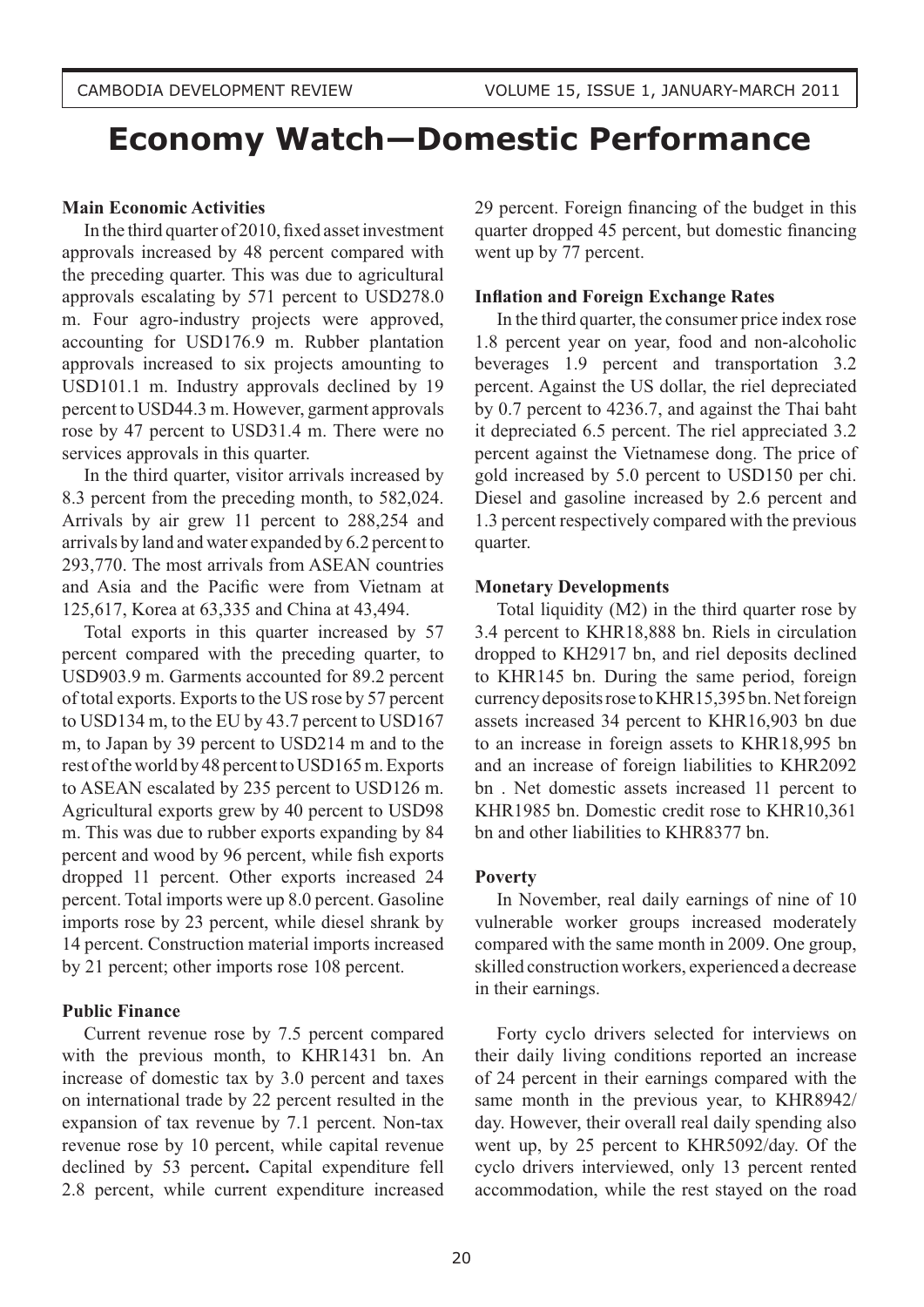# Economy Watch—Domestic Performance

**Main Economic Activities**

In the third quarter of 2010, fixed asset investment approvals increased by 48 percent compared with the preceding quarter. This was due to agricultural approvals escalating by 571 percent to USD278.0 m. Four agro-industry projects were approved, accounting for USD176.9 m. Rubber plantation approvals increased to six projects amounting to USD101.1 m. Industry approvals declined by 19 percent to USD44.3 m. However, garment approvals rose by 47 percent to USD31.4 m. There were no services approvals in this quarter.

In the third quarter, visitor arrivals increased by 8.3 percent from the preceding month, to 582,024. Arrivals by air grew 11 percent to 288,254 and arrivals by land and water expanded by 6.2 percent to 293,770. The most arrivals from ASEAN countries and Asia and the Pacific were from Vietnam at 125,617, Korea at 63,335 and China at 43,494.

Total exports in this quarter increased by 57 percent compared with the preceding quarter, to USD903.9 m. Garments accounted for 89.2 percent of total exports. Exports to the US rose by 57 percent to USD134 m, to the EU by 43.7 percent to USD167 m, to Japan by 39 percent to USD214 m and to the rest of the world by 48 percent to USD165 m. Exports to ASEAN escalated by 235 percent to USD126 m. Agricultural exports grew by 40 percent to USD98 m. This was due to rubber exports expanding by 84 percent and wood by 96 percent, while fish exports dropped 11 percent. Other exports increased 24 percent. Total imports were up 8.0 percent. Gasoline imports rose by 23 percent, while diesel shrank by 14 percent. Construction material imports increased by 21 percent; other imports rose 108 percent.

**Public Finance**

Current revenue rose by 7.5 percent compared with the previous month, to KHR1431 bn. An increase of domestic tax by 3.0 percent and taxes on international trade by 22 percent resulted in the expansion of tax revenue by 7.1 percent. Non-tax revenue rose by 10 percent, while capital revenue declined by 53 percent**.** Capital expenditure fell 2.8 percent, while current expenditure increased 29 percent. Foreign financing of the budget in this quarter dropped 45 percent, but domestic financing went up by 77 percent.

**Inflation and Foreign Exchange Rates**

In the third quarter, the consumer price index rose 1.8 percent year on year, food and non-alcoholic beverages 1.9 percent and transportation 3.2 percent. Against the US dollar, the riel depreciated by 0.7 percent to 4236.7, and against the Thai baht it depreciated 6.5 percent. The riel appreciated 3.2 percent against the Vietnamese dong. The price of gold increased by 5.0 percent to USD150 per chi. Diesel and gasoline increased by 2.6 percent and 1.3 percent respectively compared with the previous quarter.

**Monetary Developments**

Total liquidity (M2) in the third quarter rose by 3.4 percent to KHR18,888 bn. Riels in circulation dropped to KH2917 bn, and riel deposits declined to KHR145 bn. During the same period, foreign currency deposits rose to KHR15,395 bn. Net foreign assets increased 34 percent to KHR16,903 bn due to an increase in foreign assets to KHR18,995 bn and an increase of foreign liabilities to KHR2092 bn . Net domestic assets increased 11 percent to KHR1985 bn. Domestic credit rose to KHR10,361 bn and other liabilities to KHR8377 bn.

**Poverty**

In November, real daily earnings of nine of 10 vulnerable worker groups increased moderately compared with the same month in 2009. One group, skilled construction workers, experienced a decrease in their earnings.

Forty cyclo drivers selected for interviews on their daily living conditions reported an increase of 24 percent in their earnings compared with the same month in the previous year, to KHR8942/day. However, their overall real daily spending also went up, by 25 percent to KHR5092/day. Of the cyclo drivers interviewed, only 13 percent rented accommodation, while the rest stayed on the road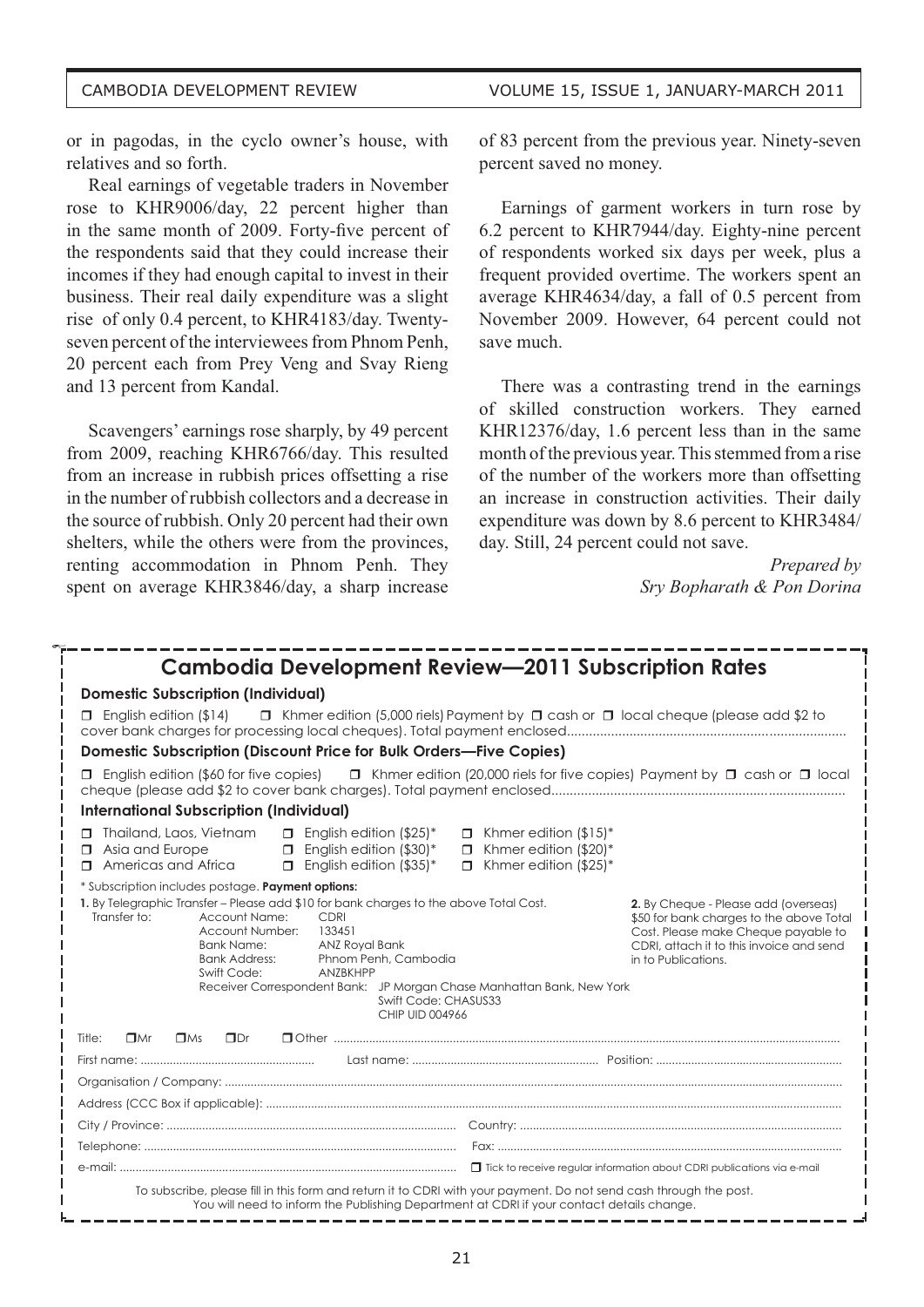or in pagodas, in the cyclo owner's house, with relatives and so forth.

Real earnings of vegetable traders in November rose to KHR9006/day, 22 percent higher than in the same month of 2009. Forty-five percent of the respondents said that they could increase their incomes if they had enough capital to invest in their business. Their real daily expenditure was a slight rise of only 0.4 percent, to KHR4183/day. Twenty-seven percent of the interviewees from Phnom Penh, 20 percent each from Prey Veng and Svay Rieng and 13 percent from Kandal.

Scavengers' earnings rose sharply, by 49 percent from 2009, reaching KHR6766/day. This resulted from an increase in rubbish prices offsetting a rise in the number of rubbish collectors and a decrease in the source of rubbish. Only 20 percent had their own shelters, while the others were from the provinces, renting accommodation in Phnom Penh. They spent on average KHR3846/day, a sharp increase of 83 percent from the previous year. Ninety-seven percent saved no money.

Earnings of garment workers in turn rose by 6.2 percent to KHR7944/day. Eighty-nine percent of respondents worked six days per week, plus a frequent provided overtime. The workers spent an average KHR4634/day, a fall of 0.5 percent from November 2009. However, 64 percent could not save much.

There was a contrasting trend in the earnings of skilled construction workers. They earned KHR12376/day, 1.6 percent less than in the same month of the previous year. This stemmed from a rise of the number of the workers more than offsetting an increase in construction activities. Their daily expenditure was down by 8.6 percent to KHR3484/day. Still, 24 percent could not save.

*Prepared by*
*Sry Bopharath & Pon Dorina*

---

## Cambodia Development Review—2011 Subscription Rates

**Domestic Subscription (Individual)**

❒ English edition ($14) ❒ Khmer edition (5,000 riels) Payment by ❒ cash or ❒ local cheque (please add $2 to cover bank charges for processing local cheques). Total payment enclosed..........

**Domestic Subscription (Discount Price for Bulk Orders—Five Copies)**

❒ English edition ($60 for five copies) ❒ Khmer edition (20,000 riels for five copies) Payment by ❒ cash or ❒ local cheque (please add $2 to cover bank charges). Total payment enclosed..........

**International Subscription (Individual)**

| | | |
|---|---|---|
| ❒ Thailand, Laos, Vietnam | ❒ English edition ($25)* | ❒ Khmer edition ($15)* |
| ❒ Asia and Europe | ❒ English edition ($30)* | ❒ Khmer edition ($20)* |
| ❒ Americas and Africa | ❒ English edition ($35)* | ❒ Khmer edition ($25)* |

* Subscription includes postage. **Payment options:**

**1.** By Telegraphic Transfer – Please add $10 for bank charges to the above Total Cost.
Transfer to:
- Account Name: CDRI
- Account Number: 133451
- Bank Name: ANZ Royal Bank
- Bank Address: Phnom Penh, Cambodia
- Swift Code: ANZBKHPP
- Receiver Correspondent Bank: JP Morgan Chase Manhattan Bank, New York, Swift Code: CHASUS33, CHIP UID 004966

**2.** By Cheque - Please add (overseas) $50 for bank charges to the above Total Cost. Please make Cheque payable to CDRI, attach it to this invoice and send in to Publications.

Title: ❒Mr ❒Ms ❒Dr ❒Other ..........

First name: .......... Last name: .......... Position: ..........

Organisation / Company: ..........

Address (CCC Box if applicable): ..........

City / Province: .......... Country: ..........

Telephone: .......... Fax: ..........

e-mail: .......... ❒ Tick to receive regular information about CDRI publications via e-mail

To subscribe, please fill in this form and return it to CDRI with your payment. Do not send cash through the post. You will need to inform the Publishing Department at CDRI if your contact details change.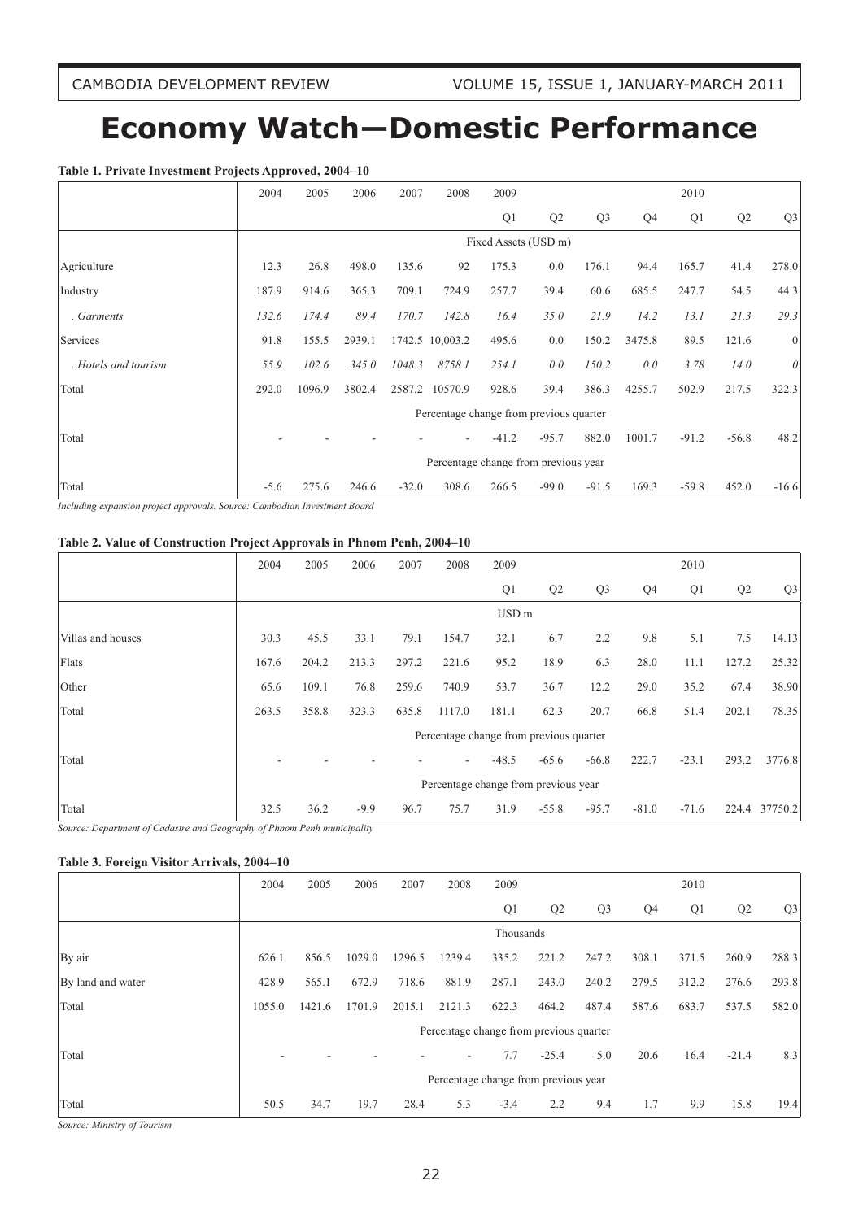# Economy Watch—Domestic Performance

**Table 1. Private Investment Projects Approved, 2004–10**

| | 2004 | 2005 | 2006 | 2007 | 2008 | 2009 | | | | 2010 | | |
|---|---|---|---|---|---|---|---|---|---|---|---|---|
| | | | | | | Q1 | Q2 | Q3 | Q4 | Q1 | Q2 | Q3 |
| | Fixed Assets (USD m) | | | | | | | | | | | |
| Agriculture | 12.3 | 26.8 | 498.0 | 135.6 | 92 | 175.3 | 0.0 | 176.1 | 94.4 | 165.7 | 41.4 | 278.0 |
| Industry | 187.9 | 914.6 | 365.3 | 709.1 | 724.9 | 257.7 | 39.4 | 60.6 | 685.5 | 247.7 | 54.5 | 44.3 |
| *. Garments* | *132.6* | *174.4* | *89.4* | *170.7* | *142.8* | *16.4* | *35.0* | *21.9* | *14.2* | *13.1* | *21.3* | *29.3* |
| Services | 91.8 | 155.5 | 2939.1 | 1742.5 | 10,003.2 | 495.6 | 0.0 | 150.2 | 3475.8 | 89.5 | 121.6 | 0 |
| *. Hotels and tourism* | *55.9* | *102.6* | *345.0* | *1048.3* | *8758.1* | *254.1* | *0.0* | *150.2* | *0.0* | *3.78* | *14.0* | *0* |
| Total | 292.0 | 1096.9 | 3802.4 | 2587.2 | 10570.9 | 928.6 | 39.4 | 386.3 | 4255.7 | 502.9 | 217.5 | 322.3 |
| | Percentage change from previous quarter | | | | | | | | | | | |
| Total | - | - | - | - | - | -41.2 | -95.7 | 882.0 | 1001.7 | -91.2 | -56.8 | 48.2 |
| | Percentage change from previous year | | | | | | | | | | | |
| Total | -5.6 | 275.6 | 246.6 | -32.0 | 308.6 | 266.5 | -99.0 | -91.5 | 169.3 | -59.8 | 452.0 | -16.6 |

*Including expansion project approvals. Source: Cambodian Investment Board*

**Table 2. Value of Construction Project Approvals in Phnom Penh, 2004–10**

| | 2004 | 2005 | 2006 | 2007 | 2008 | 2009 | | | | 2010 | | |
|---|---|---|---|---|---|---|---|---|---|---|---|---|
| | | | | | | Q1 | Q2 | Q3 | Q4 | Q1 | Q2 | Q3 |
| | USD m | | | | | | | | | | | |
| Villas and houses | 30.3 | 45.5 | 33.1 | 79.1 | 154.7 | 32.1 | 6.7 | 2.2 | 9.8 | 5.1 | 7.5 | 14.13 |
| Flats | 167.6 | 204.2 | 213.3 | 297.2 | 221.6 | 95.2 | 18.9 | 6.3 | 28.0 | 11.1 | 127.2 | 25.32 |
| Other | 65.6 | 109.1 | 76.8 | 259.6 | 740.9 | 53.7 | 36.7 | 12.2 | 29.0 | 35.2 | 67.4 | 38.90 |
| Total | 263.5 | 358.8 | 323.3 | 635.8 | 1117.0 | 181.1 | 62.3 | 20.7 | 66.8 | 51.4 | 202.1 | 78.35 |
| | Percentage change from previous quarter | | | | | | | | | | | |
| Total | - | - | - | - | - | -48.5 | -65.6 | -66.8 | 222.7 | -23.1 | 293.2 | 3776.8 |
| | Percentage change from previous year | | | | | | | | | | | |
| Total | 32.5 | 36.2 | -9.9 | 96.7 | 75.7 | 31.9 | -55.8 | -95.7 | -81.0 | -71.6 | 224.4 | 37750.2 |

*Source: Department of Cadastre and Geography of Phnom Penh municipality*

**Table 3. Foreign Visitor Arrivals, 2004–10**

| | 2004 | 2005 | 2006 | 2007 | 2008 | 2009 | | | | 2010 | | |
|---|---|---|---|---|---|---|---|---|---|---|---|---|
| | | | | | | Q1 | Q2 | Q3 | Q4 | Q1 | Q2 | Q3 |
| | Thousands | | | | | | | | | | | |
| By air | 626.1 | 856.5 | 1029.0 | 1296.5 | 1239.4 | 335.2 | 221.2 | 247.2 | 308.1 | 371.5 | 260.9 | 288.3 |
| By land and water | 428.9 | 565.1 | 672.9 | 718.6 | 881.9 | 287.1 | 243.0 | 240.2 | 279.5 | 312.2 | 276.6 | 293.8 |
| Total | 1055.0 | 1421.6 | 1701.9 | 2015.1 | 2121.3 | 622.3 | 464.2 | 487.4 | 587.6 | 683.7 | 537.5 | 582.0 |
| | Percentage change from previous quarter | | | | | | | | | | | |
| Total | - | - | - | - | - | 7.7 | -25.4 | 5.0 | 20.6 | 16.4 | -21.4 | 8.3 |
| | Percentage change from previous year | | | | | | | | | | | |
| Total | 50.5 | 34.7 | 19.7 | 28.4 | 5.3 | -3.4 | 2.2 | 9.4 | 1.7 | 9.9 | 15.8 | 19.4 |

*Source: Ministry of Tourism*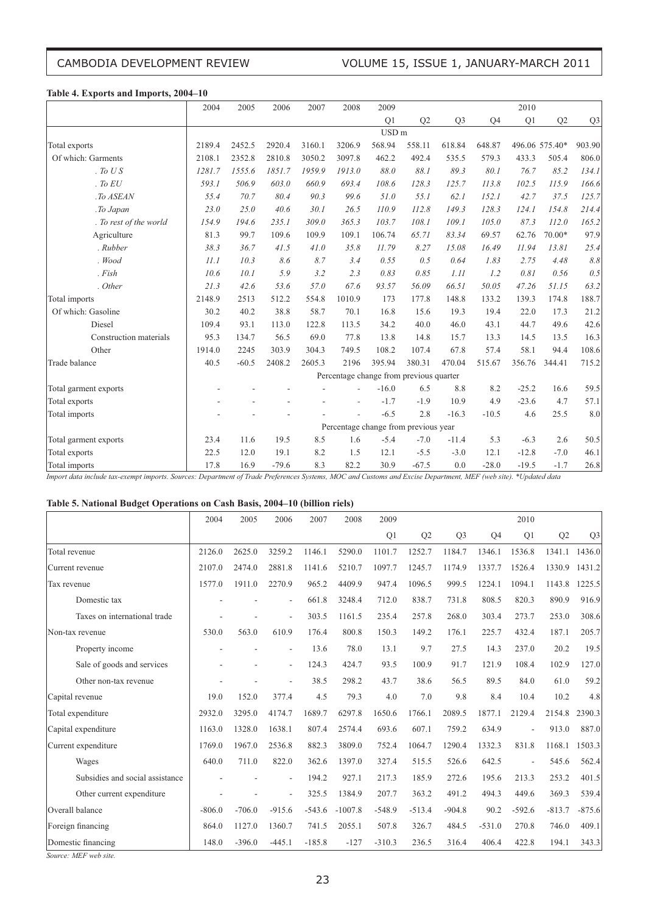**Table 4. Exports and Imports, 2004–10**

| | 2004 | 2005 | 2006 | 2007 | 2008 | 2009 | | | | 2010 | | |
|---|---|---|---|---|---|---|---|---|---|---|---|---|
| | | | | | | Q1 | Q2 | Q3 | Q4 | Q1 | Q2 | Q3 |
| | USD m | | | | | | | | | | | |
| Total exports | 2189.4 | 2452.5 | 2920.4 | 3160.1 | 3206.9 | 568.94 | 558.11 | 618.84 | 648.87 | 496.06 | 575.40* | 903.90 |
| Of which: Garments | 2108.1 | 2352.8 | 2810.8 | 3050.2 | 3097.8 | 462.2 | 492.4 | 535.5 | 579.3 | 433.3 | 505.4 | 806.0 |
| *. To U S* | *1281.7* | *1555.6* | *1851.7* | *1959.9* | *1913.0* | *88.0* | *88.1* | *89.3* | *80.1* | *76.7* | *85.2* | *134.1* |
| *. To EU* | *593.1* | *506.9* | *603.0* | *660.9* | *693.4* | *108.6* | *128.3* | *125.7* | *113.8* | *102.5* | *115.9* | *166.6* |
| *.To ASEAN* | *55.4* | *70.7* | *80.4* | *90.3* | *99.6* | *51.0* | *55.1* | *62.1* | *152.1* | *42.7* | *37.5* | *125.7* |
| *.To Japan* | *23.0* | *25.0* | *40.6* | *30.1* | *26.5* | *110.9* | *112.8* | *149.3* | *128.3* | *124.1* | *154.8* | *214.4* |
| *. To rest of the world* | *154.9* | *194.6* | *235.1* | *309.0* | *365.3* | *103.7* | *108.1* | *109.1* | *105.0* | *87.3* | *112.0* | *165.2* |
| Agriculture | 81.3 | 99.7 | 109.6 | 109.9 | 109.1 | 106.74 | 65.71 | 83.34 | 69.57 | 62.76 | 70.00* | 97.9 |
| *. Rubber* | *38.3* | *36.7* | *41.5* | *41.0* | *35.8* | *11.79* | *8.27* | *15.08* | *16.49* | *11.94* | *13.81* | *25.4* |
| *. Wood* | *11.1* | *10.3* | *8.6* | *8.7* | *3.4* | *0.55* | *0.5* | *0.64* | *1.83* | *2.75* | *4.48* | *8.8* |
| *. Fish* | *10.6* | *10.1* | *5.9* | *3.2* | *2.3* | *0.83* | *0.85* | *1.11* | *1.2* | *0.81* | *0.56* | *0.5* |
| *. Other* | *21.3* | *42.6* | *53.6* | *57.0* | *67.6* | *93.57* | *56.09* | *66.51* | *50.05* | *47.26* | *51.15* | *63.2* |
| Total imports | 2148.9 | 2513 | 512.2 | 554.8 | 1010.9 | 173 | 177.8 | 148.8 | 133.2 | 139.3 | 174.8 | 188.7 |
| Of which: Gasoline | 30.2 | 40.2 | 38.8 | 58.7 | 70.1 | 16.8 | 15.6 | 19.3 | 19.4 | 22.0 | 17.3 | 21.2 |
| Diesel | 109.4 | 93.1 | 113.0 | 122.8 | 113.5 | 34.2 | 40.0 | 46.0 | 43.1 | 44.7 | 49.6 | 42.6 |
| Construction materials | 95.3 | 134.7 | 56.5 | 69.0 | 77.8 | 13.8 | 14.8 | 15.7 | 13.3 | 14.5 | 13.5 | 16.3 |
| Other | 1914.0 | 2245 | 303.9 | 304.3 | 749.5 | 108.2 | 107.4 | 67.8 | 57.4 | 58.1 | 94.4 | 108.6 |
| Trade balance | 40.5 | -60.5 | 2408.2 | 2605.3 | 2196 | 395.94 | 380.31 | 470.04 | 515.67 | 356.76 | 344.41 | 715.2 |
| | Percentage change from previous quarter | | | | | | | | | | | |
| Total garment exports | - | - | - | - | - | -16.0 | 6.5 | 8.8 | 8.2 | -25.2 | 16.6 | 59.5 |
| Total exports | - | - | - | - | - | -1.7 | -1.9 | 10.9 | 4.9 | -23.6 | 4.7 | 57.1 |
| Total imports | - | - | - | - | - | -6.5 | 2.8 | -16.3 | -10.5 | 4.6 | 25.5 | 8.0 |
| | Percentage change from previous year | | | | | | | | | | | |
| Total garment exports | 23.4 | 11.6 | 19.5 | 8.5 | 1.6 | -5.4 | -7.0 | -11.4 | 5.3 | -6.3 | 2.6 | 50.5 |
| Total exports | 22.5 | 12.0 | 19.1 | 8.2 | 1.5 | 12.1 | -5.5 | -3.0 | 12.1 | -12.8 | -7.0 | 46.1 |
| Total imports | 17.8 | 16.9 | -79.6 | 8.3 | 82.2 | 30.9 | -67.5 | 0.0 | -28.0 | -19.5 | -1.7 | 26.8 |

*Import data include tax-exempt imports. Sources: Department of Trade Preferences Systems, MOC and Customs and Excise Department, MEF (web site). *Updated data*

**Table 5. National Budget Operations on Cash Basis, 2004–10 (billion riels)**

| | 2004 | 2005 | 2006 | 2007 | 2008 | 2009 | | | | 2010 | | |
|---|---|---|---|---|---|---|---|---|---|---|---|---|
| | | | | | | Q1 | Q2 | Q3 | Q4 | Q1 | Q2 | Q3 |
| Total revenue | 2126.0 | 2625.0 | 3259.2 | 1146.1 | 5290.0 | 1101.7 | 1252.7 | 1184.7 | 1346.1 | 1536.8 | 1341.1 | 1436.0 |
| Current revenue | 2107.0 | 2474.0 | 2881.8 | 1141.6 | 5210.7 | 1097.7 | 1245.7 | 1174.9 | 1337.7 | 1526.4 | 1330.9 | 1431.2 |
| Tax revenue | 1577.0 | 1911.0 | 2270.9 | 965.2 | 4409.9 | 947.4 | 1096.5 | 999.5 | 1224.1 | 1094.1 | 1143.8 | 1225.5 |
| Domestic tax | - | - | - | 661.8 | 3248.4 | 712.0 | 838.7 | 731.8 | 808.5 | 820.3 | 890.9 | 916.9 |
| Taxes on international trade | - | - | - | 303.5 | 1161.5 | 235.4 | 257.8 | 268.0 | 303.4 | 273.7 | 253.0 | 308.6 |
| Non-tax revenue | 530.0 | 563.0 | 610.9 | 176.4 | 800.8 | 150.3 | 149.2 | 176.1 | 225.7 | 432.4 | 187.1 | 205.7 |
| Property income | - | - | - | 13.6 | 78.0 | 13.1 | 9.7 | 27.5 | 14.3 | 237.0 | 20.2 | 19.5 |
| Sale of goods and services | - | - | - | 124.3 | 424.7 | 93.5 | 100.9 | 91.7 | 121.9 | 108.4 | 102.9 | 127.0 |
| Other non-tax revenue | - | - | - | 38.5 | 298.2 | 43.7 | 38.6 | 56.5 | 89.5 | 84.0 | 61.0 | 59.2 |
| Capital revenue | 19.0 | 152.0 | 377.4 | 4.5 | 79.3 | 4.0 | 7.0 | 9.8 | 8.4 | 10.4 | 10.2 | 4.8 |
| Total expenditure | 2932.0 | 3295.0 | 4174.7 | 1689.7 | 6297.8 | 1650.6 | 1766.1 | 2089.5 | 1877.1 | 2129.4 | 2154.8 | 2390.3 |
| Capital expenditure | 1163.0 | 1328.0 | 1638.1 | 807.4 | 2574.4 | 693.6 | 607.1 | 759.2 | 634.9 | - | 913.0 | 887.0 |
| Current expenditure | 1769.0 | 1967.0 | 2536.8 | 882.3 | 3809.0 | 752.4 | 1064.7 | 1290.4 | 1332.3 | 831.8 | 1168.1 | 1503.3 |
| Wages | 640.0 | 711.0 | 822.0 | 362.6 | 1397.0 | 327.4 | 515.5 | 526.6 | 642.5 | - | 545.6 | 562.4 |
| Subsidies and social assistance | - | - | - | 194.2 | 927.1 | 217.3 | 185.9 | 272.6 | 195.6 | 213.3 | 253.2 | 401.5 |
| Other current expenditure | - | - | - | 325.5 | 1384.9 | 207.7 | 363.2 | 491.2 | 494.3 | 449.6 | 369.3 | 539.4 |
| Overall balance | -806.0 | -706.0 | -915.6 | -543.6 | -1007.8 | -548.9 | -513.4 | -904.8 | 90.2 | -592.6 | -813.7 | -875.6 |
| Foreign financing | 864.0 | 1127.0 | 1360.7 | 741.5 | 2055.1 | 507.8 | 326.7 | 484.5 | -531.0 | 270.8 | 746.0 | 409.1 |
| Domestic financing | 148.0 | -396.0 | -445.1 | -185.8 | -127 | -310.3 | 236.5 | 316.4 | 406.4 | 422.8 | 194.1 | 343.3 |

*Source: MEF web site.*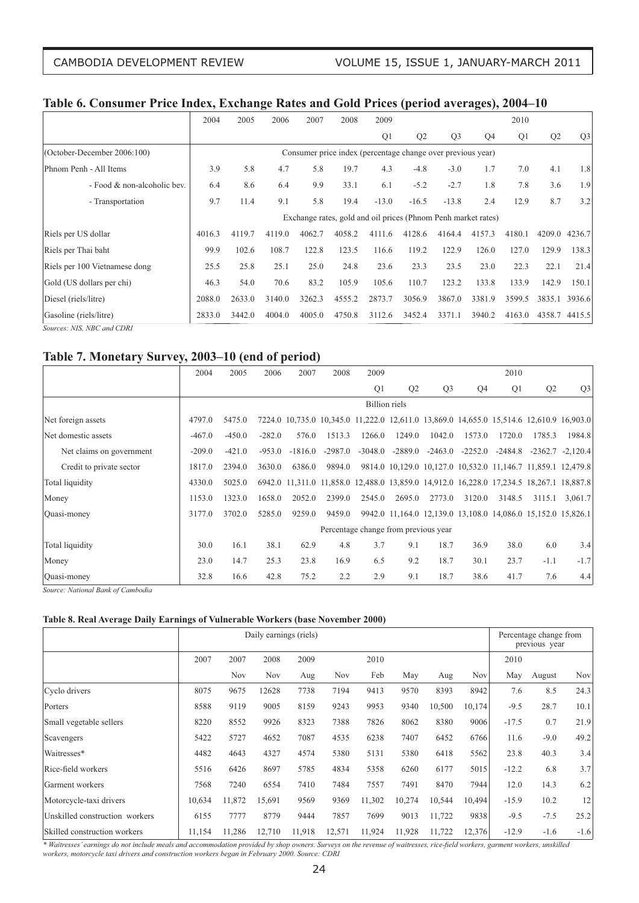## Table 6. Consumer Price Index, Exchange Rates and Gold Prices (period averages), 2004–10

| | 2004 | 2005 | 2006 | 2007 | 2008 | 2009 | | | | 2010 | | |
|---|---|---|---|---|---|---|---|---|---|---|---|---|
| | | | | | | Q1 | Q2 | Q3 | Q4 | Q1 | Q2 | Q3 |
| (October-December 2006:100) | Consumer price index (percentage change over previous year) | | | | | | | | | | | |
| Phnom Penh - All Items | 3.9 | 5.8 | 4.7 | 5.8 | 19.7 | 4.3 | -4.8 | -3.0 | 1.7 | 7.0 | 4.1 | 1.8 |
| - Food & non-alcoholic bev. | 6.4 | 8.6 | 6.4 | 9.9 | 33.1 | 6.1 | -5.2 | -2.7 | 1.8 | 7.8 | 3.6 | 1.9 |
| - Transportation | 9.7 | 11.4 | 9.1 | 5.8 | 19.4 | -13.0 | -16.5 | -13.8 | 2.4 | 12.9 | 8.7 | 3.2 |
| | Exchange rates, gold and oil prices (Phnom Penh market rates) | | | | | | | | | | | |
| Riels per US dollar | 4016.3 | 4119.7 | 4119.0 | 4062.7 | 4058.2 | 4111.6 | 4128.6 | 4164.4 | 4157.3 | 4180.1 | 4209.0 | 4236.7 |
| Riels per Thai baht | 99.9 | 102.6 | 108.7 | 122.8 | 123.5 | 116.6 | 119.2 | 122.9 | 126.0 | 127.0 | 129.9 | 138.3 |
| Riels per 100 Vietnamese dong | 25.5 | 25.8 | 25.1 | 25.0 | 24.8 | 23.6 | 23.3 | 23.5 | 23.0 | 22.3 | 22.1 | 21.4 |
| Gold (US dollars per chi) | 46.3 | 54.0 | 70.6 | 83.2 | 105.9 | 105.6 | 110.7 | 123.2 | 133.8 | 133.9 | 142.9 | 150.1 |
| Diesel (riels/litre) | 2088.0 | 2633.0 | 3140.0 | 3262.3 | 4555.2 | 2873.7 | 3056.9 | 3867.0 | 3381.9 | 3599.5 | 3835.1 | 3936.6 |
| Gasoline (riels/litre) | 2833.0 | 3442.0 | 4004.0 | 4005.0 | 4750.8 | 3112.6 | 3452.4 | 3371.1 | 3940.2 | 4163.0 | 4358.7 | 4415.5 |

*Sources: NIS, NBC and CDRI*

## Table 7. Monetary Survey, 2003–10 (end of period)

| | 2004 | 2005 | 2006 | 2007 | 2008 | 2009 | | | | 2010 | | |
|---|---|---|---|---|---|---|---|---|---|---|---|---|
| | | | | | | Q1 | Q2 | Q3 | Q4 | Q1 | Q2 | Q3 |
| | Billion riels | | | | | | | | | | | |
| Net foreign assets | 4797.0 | 5475.0 | 7224.0 | 10,735.0 | 10,345.0 | 11,222.0 | 12,611.0 | 13,869.0 | 14,655.0 | 15,514.6 | 12,610.9 | 16,903.0 |
| Net domestic assets | -467.0 | -450.0 | -282.0 | 576.0 | 1513.3 | 1266.0 | 1249.0 | 1042.0 | 1573.0 | 1720.0 | 1785.3 | 1984.8 |
| Net claims on government | -209.0 | -421.0 | -953.0 | -1816.0 | -2987.0 | -3048.0 | -2889.0 | -2463.0 | -2252.0 | -2484.8 | -2362.7 | -2,120.4 |
| Credit to private sector | 1817.0 | 2394.0 | 3630.0 | 6386.0 | 9894.0 | 9814.0 | 10,129.0 | 10,127.0 | 10,532.0 | 11,146.7 | 11,859.1 | 12,479.8 |
| Total liquidity | 4330.0 | 5025.0 | 6942.0 | 11,311.0 | 11,858.0 | 12,488.0 | 13,859.0 | 14,912.0 | 16,228.0 | 17,234.5 | 18,267.1 | 18,887.8 |
| Money | 1153.0 | 1323.0 | 1658.0 | 2052.0 | 2399.0 | 2545.0 | 2695.0 | 2773.0 | 3120.0 | 3148.5 | 3115.1 | 3,061.7 |
| Quasi-money | 3177.0 | 3702.0 | 5285.0 | 9259.0 | 9459.0 | 9942.0 | 11,164.0 | 12,139.0 | 13,108.0 | 14,086.0 | 15,152.0 | 15,826.1 |
| | Percentage change from previous year | | | | | | | | | | | |
| Total liquidity | 30.0 | 16.1 | 38.1 | 62.9 | 4.8 | 3.7 | 9.1 | 18.7 | 36.9 | 38.0 | 6.0 | 3.4 |
| Money | 23.0 | 14.7 | 25.3 | 23.8 | 16.9 | 6.5 | 9.2 | 18.7 | 30.1 | 23.7 | -1.1 | -1.7 |
| Quasi-money | 32.8 | 16.6 | 42.8 | 75.2 | 2.2 | 2.9 | 9.1 | 18.7 | 38.6 | 41.7 | 7.6 | 4.4 |

*Source: National Bank of Cambodia*

#### Table 8. Real Average Daily Earnings of Vulnerable Workers (base November 2000)

| | Daily earnings (riels) | | | | | | | | | Percentage change from previous year | | |
|---|---|---|---|---|---|---|---|---|---|---|---|---|
| | 2007 | 2007 | 2008 | 2009 | | 2010 | | | | 2010 | | |
| | | Nov | Nov | Aug | Nov | Feb | May | Aug | Nov | May | August | Nov |
| Cyclo drivers | 8075 | 9675 | 12628 | 7738 | 7194 | 9413 | 9570 | 8393 | 8942 | 7.6 | 8.5 | 24.3 |
| Porters | 8588 | 9119 | 9005 | 8159 | 9243 | 9953 | 9340 | 10,500 | 10,174 | -9.5 | 28.7 | 10.1 |
| Small vegetable sellers | 8220 | 8552 | 9926 | 8323 | 7388 | 7826 | 8062 | 8380 | 9006 | -17.5 | 0.7 | 21.9 |
| Scavengers | 5422 | 5727 | 4652 | 7087 | 4535 | 6238 | 7407 | 6452 | 6766 | 11.6 | -9.0 | 49.2 |
| Waitresses* | 4482 | 4643 | 4327 | 4574 | 5380 | 5131 | 5380 | 6418 | 5562 | 23.8 | 40.3 | 3.4 |
| Rice-field workers | 5516 | 6426 | 8697 | 5785 | 4834 | 5358 | 6260 | 6177 | 5015 | -12.2 | 6.8 | 3.7 |
| Garment workers | 7568 | 7240 | 6554 | 7410 | 7484 | 7557 | 7491 | 8470 | 7944 | 12.0 | 14.3 | 6.2 |
| Motorcycle-taxi drivers | 10,634 | 11,872 | 15,691 | 9569 | 9369 | 11,302 | 10,274 | 10,544 | 10,494 | -15.9 | 10.2 | 12 |
| Unskilled construction workers | 6155 | 7777 | 8779 | 9444 | 7857 | 7699 | 9013 | 11,722 | 9838 | -9.5 | -7.5 | 25.2 |
| Skilled construction workers | 11,154 | 11,286 | 12,710 | 11,918 | 12,571 | 11,924 | 11,928 | 11,722 | 12,376 | -12.9 | -1.6 | -1.6 |

*\* Waitresses' earnings do not include meals and accommodation provided by shop owners. Surveys on the revenue of waitresses, rice-field workers, garment workers, unskilled workers, motorcycle taxi drivers and construction workers began in February 2000. Source: CDRI*